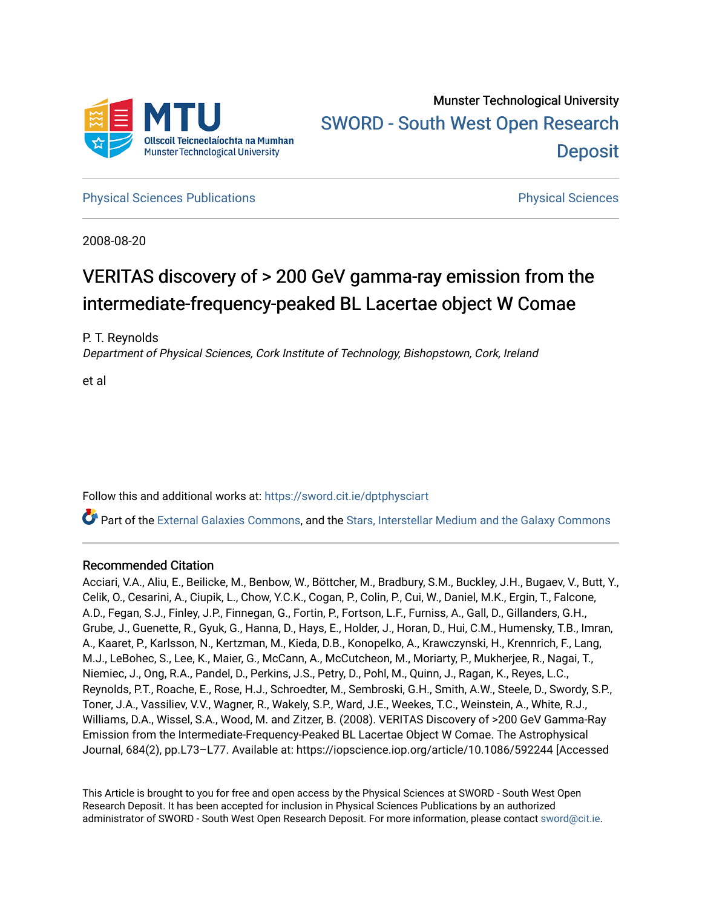Munster Technological University

SWORD - South West Open Research Deposit

Physical Sciences Publications

Physical Sciences

2008-08-20

# VERITAS discovery of > 200 GeV gamma-ray emission from the intermediate-frequency-peaked BL Lacertae object W Comae

P. T. Reynolds

*Department of Physical Sciences, Cork Institute of Technology, Bishopstown, Cork, Ireland*

et al

Follow this and additional works at: https://sword.cit.ie/dptphysciart

Part of the External Galaxies Commons, and the Stars, Interstellar Medium and the Galaxy Commons

## Recommended Citation

Acciari, V.A., Aliu, E., Beilicke, M., Benbow, W., Böttcher, M., Bradbury, S.M., Buckley, J.H., Bugaev, V., Butt, Y., Celik, O., Cesarini, A., Ciupik, L., Chow, Y.C.K., Cogan, P., Colin, P., Cui, W., Daniel, M.K., Ergin, T., Falcone, A.D., Fegan, S.J., Finley, J.P., Finnegan, G., Fortin, P., Fortson, L.F., Furniss, A., Gall, D., Gillanders, G.H., Grube, J., Guenette, R., Gyuk, G., Hanna, D., Hays, E., Holder, J., Horan, D., Hui, C.M., Humensky, T.B., Imran, A., Kaaret, P., Karlsson, N., Kertzman, M., Kieda, D.B., Konopelko, A., Krawczynski, H., Krennrich, F., Lang, M.J., LeBohec, S., Lee, K., Maier, G., McCann, A., McCutcheon, M., Moriarty, P., Mukherjee, R., Nagai, T., Niemiec, J., Ong, R.A., Pandel, D., Perkins, J.S., Petry, D., Pohl, M., Quinn, J., Ragan, K., Reyes, L.C., Reynolds, P.T., Roache, E., Rose, H.J., Schroedter, M., Sembroski, G.H., Smith, A.W., Steele, D., Swordy, S.P., Toner, J.A., Vassiliev, V.V., Wagner, R., Wakely, S.P., Ward, J.E., Weekes, T.C., Weinstein, A., White, R.J., Williams, D.A., Wissel, S.A., Wood, M. and Zitzer, B. (2008). VERITAS Discovery of >200 GeV Gamma-Ray Emission from the Intermediate-Frequency-Peaked BL Lacertae Object W Comae. The Astrophysical Journal, 684(2), pp.L73–L77. Available at: https://iopscience.iop.org/article/10.1086/592244 [Accessed

This Article is brought to you for free and open access by the Physical Sciences at SWORD - South West Open Research Deposit. It has been accepted for inclusion in Physical Sciences Publications by an authorized administrator of SWORD - South West Open Research Deposit. For more information, please contact sword@cit.ie.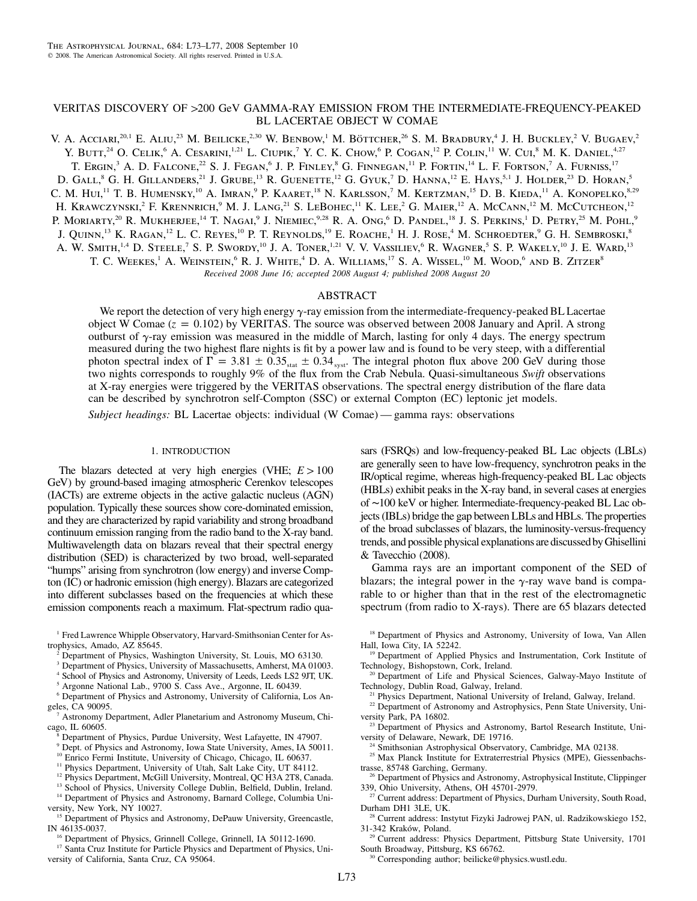# VERITAS DISCOVERY OF >200 GeV GAMMA-RAY EMISSION FROM THE INTERMEDIATE-FREQUENCY-PEAKED BL LACERTAE OBJECT W COMAE

V. A. Acciari,[20,1] E. Aliu,[23] M. Beilicke,[2,30] W. Benbow,[1] M. Böttcher,[26] S. M. Bradbury,[4] J. H. Buckley,[2] V. Bugaev,[2] Y. Butt,[24] O. Celik,[6] A. Cesarini,[1,21] L. Ciupik,[7] Y. C. K. Chow,[6] P. Cogan,[12] P. Colin,[11] W. Cui,[8] M. K. Daniel,[4,27] T. Ergin,[3] A. D. Falcone,[22] S. J. Fegan,[6] J. P. Finley,[8] G. Finnegan,[11] P. Fortin,[14] L. F. Fortson,[7] A. Furniss,[17] D. Gall,[8] G. H. Gillanders,[21] J. Grube,[13] R. Guenette,[12] G. Gyuk,[7] D. Hanna,[12] E. Hays,[5,1] J. Holder,[23] D. Horan,[5] C. M. Hui,[11] T. B. Humensky,[10] A. Imran,[9] P. Kaaret,[18] N. Karlsson,[7] M. Kertzman,[15] D. B. Kieda,[11] A. Konopelko,[8,29] H. Krawczynski,[2] F. Krennrich,[9] M. J. Lang,[21] S. LeBohec,[11] K. Lee,[2] G. Maier,[12] A. McCann,[12] M. McCutcheon,[12] P. Moriarty,[20] R. Mukherjee,[14] T. Nagai,[9] J. Niemiec,[9,28] R. A. Ong,[6] D. Pandel,[18] J. S. Perkins,[1] D. Petry,[25] M. Pohl,[9] J. Quinn,[13] K. Ragan,[12] L. C. Reyes,[10] P. T. Reynolds,[19] E. Roache,[1] H. J. Rose,[4] M. Schroedter,[9] G. H. Sembroski,[8] A. W. Smith,[1,4] D. Steele,[7] S. P. Swordy,[10] J. A. Toner,[1,21] V. V. Vassiliev,[6] R. Wagner,[5] S. P. Wakely,[10] J. E. Ward,[13] T. C. Weekes,[1] A. Weinstein,[6] R. J. White,[4] D. A. Williams,[17] S. A. Wissel,[10] M. Wood,[6] and B. Zitzer[8]

*Received 2008 June 16; accepted 2008 August 4; published 2008 August 20*

## ABSTRACT

We report the detection of very high energy $\gamma$-ray emission from the intermediate-frequency-peaked BL Lacertae object W Comae ($z = 0.102$) by VERITAS. The source was observed between 2008 January and April. A strong outburst of $\gamma$-ray emission was measured in the middle of March, lasting for only 4 days. The energy spectrum measured during the two highest flare nights is fit by a power law and is found to be very steep, with a differential photon spectral index of $\Gamma = 3.81 \pm 0.35_{\rm stat} \pm 0.34_{\rm syst}$. The integral photon flux above 200 GeV during those two nights corresponds to roughly 9% of the flux from the Crab Nebula. Quasi-simultaneous *Swift* observations at X-ray energies were triggered by the VERITAS observations. The spectral energy distribution of the flare data can be described by synchrotron self-Compton (SSC) or external Compton (EC) leptonic jet models.

*Subject headings:* BL Lacertae objects: individual (W Comae) — gamma rays: observations

## 1. INTRODUCTION

The blazars detected at very high energies (VHE; $E > 100$ GeV) by ground-based imaging atmospheric Cerenkov telescopes (IACTs) are extreme objects in the active galactic nucleus (AGN) population. Typically these sources show core-dominated emission, and they are characterized by rapid variability and strong broadband continuum emission ranging from the radio band to the X-ray band. Multiwavelength data on blazars reveal that their spectral energy distribution (SED) is characterized by two broad, well-separated "humps" arising from synchrotron (low energy) and inverse Compton (IC) or hadronic emission (high energy). Blazars are categorized into different subclasses based on the frequencies at which these emission components reach a maximum. Flat-spectrum radio quasars (FSRQs) and low-frequency-peaked BL Lac objects (LBLs) are generally seen to have low-frequency, synchrotron peaks in the IR/optical regime, whereas high-frequency-peaked BL Lac objects (HBLs) exhibit peaks in the X-ray band, in several cases at energies of ~100 keV or higher. Intermediate-frequency-peaked BL Lac objects (IBLs) bridge the gap between LBLs and HBLs. The properties of the broad subclasses of blazars, the luminosity-versus-frequency trends, and possible physical explanations are discussed by Ghisellini & Tavecchio (2008).

Gamma rays are an important component of the SED of blazars; the integral power in the $\gamma$-ray wave band is comparable to or higher than that in the rest of the electromagnetic spectrum (from radio to X-rays). There are 65 blazars detected

---

[1] Fred Lawrence Whipple Observatory, Harvard-Smithsonian Center for Astrophysics, Amado, AZ 85645.
[2] Department of Physics, Washington University, St. Louis, MO 63130.
[3] Department of Physics, University of Massachusetts, Amherst, MA 01003.
[4] School of Physics and Astronomy, University of Leeds, Leeds LS2 9JT, UK.
[5] Argonne National Lab., 9700 S. Cass Ave., Argonne, IL 60439.
[6] Department of Physics and Astronomy, University of California, Los Angeles, CA 90095.
[7] Astronomy Department, Adler Planetarium and Astronomy Museum, Chicago, IL 60605.
[8] Department of Physics, Purdue University, West Lafayette, IN 47907.
[9] Dept. of Physics and Astronomy, Iowa State University, Ames, IA 50011.
[10] Enrico Fermi Institute, University of Chicago, Chicago, IL 60637.
[11] Physics Department, University of Utah, Salt Lake City, UT 84112.
[12] Physics Department, McGill University, Montreal, QC H3A 2T8, Canada.
[13] School of Physics, University College Dublin, Belfield, Dublin, Ireland.
[14] Department of Physics and Astronomy, Barnard College, Columbia University, New York, NY 10027.
[15] Department of Physics and Astronomy, DePauw University, Greencastle, IN 46135-0037.
[16] Department of Physics, Grinnell College, Grinnell, IA 50112-1690.
[17] Santa Cruz Institute for Particle Physics and Department of Physics, University of California, Santa Cruz, CA 95064.
[18] Department of Physics and Astronomy, University of Iowa, Van Allen Hall, Iowa City, IA 52242.
[19] Department of Applied Physics and Instrumentation, Cork Institute of Technology, Bishopstown, Cork, Ireland.
[20] Department of Life and Physical Sciences, Galway-Mayo Institute of Technology, Dublin Road, Galway, Ireland.
[21] Physics Department, National University of Ireland, Galway, Ireland.
[22] Department of Astronomy and Astrophysics, Penn State University, University Park, PA 16802.
[23] Department of Physics and Astronomy, Bartol Research Institute, University of Delaware, Newark, DE 19716.
[24] Smithsonian Astrophysical Observatory, Cambridge, MA 02138.
[25] Max Planck Institute for Extraterrestrial Physics (MPE), Giessenbachstrasse, 85748 Garching, Germany.
[26] Department of Physics and Astronomy, Astrophysical Institute, Clippinger 339, Ohio University, Athens, OH 45701-2979.
[27] Current address: Department of Physics, Durham University, South Road, Durham DH1 3LE, UK.
[28] Current address: Instytut Fizyki Jadrowej PAN, ul. Radzikowskiego 152, 31-342 Kraków, Poland.
[29] Current address: Physics Department, Pittsburg State University, 1701 South Broadway, Pittsburg, KS 66762.
[30] Corresponding author; beilicke@physics.wustl.edu.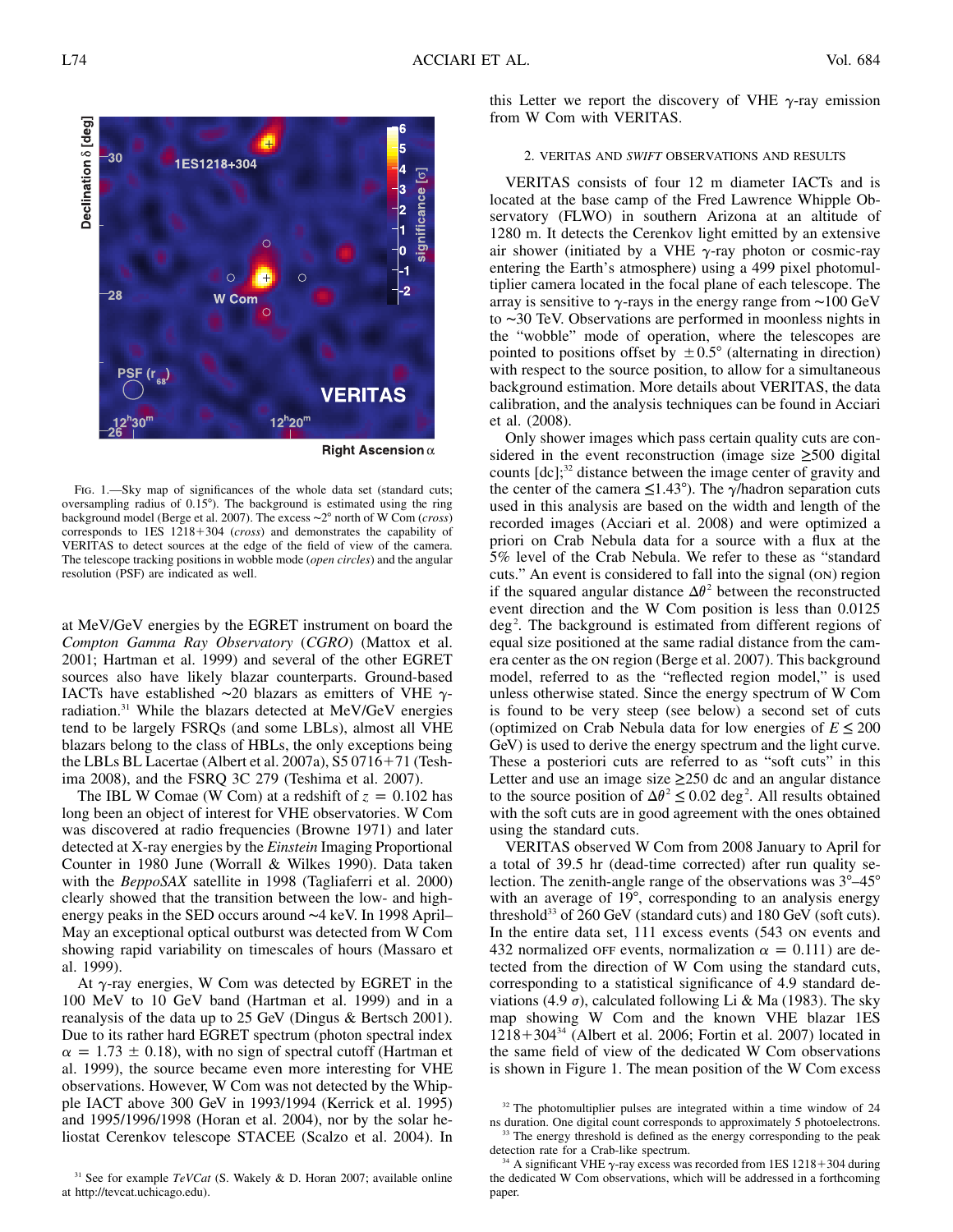FIG. 1.—Sky map of significances of the whole data set (standard cuts; oversampling radius of 0.15°). The background is estimated using the ring background model (Berge et al. 2007). The excess ~2° north of W Com (*cross*) corresponds to 1ES 1218+304 (*cross*) and demonstrates the capability of VERITAS to detect sources at the edge of the field of view of the camera. The telescope tracking positions in wobble mode (*open circles*) and the angular resolution (PSF) are indicated as well.

at MeV/GeV energies by the EGRET instrument on board the *Compton Gamma Ray Observatory* (*CGRO*) (Mattox et al. 2001; Hartman et al. 1999) and several of the other EGRET sources also have likely blazar counterparts. Ground-based IACTs have established ~20 blazars as emitters of VHE $\gamma$-radiation.[31] While the blazars detected at MeV/GeV energies tend to be largely FSRQs (and some LBLs), almost all VHE blazars belong to the class of HBLs, the only exceptions being the LBLs BL Lacertae (Albert et al. 2007a), S5 0716+71 (Teshima 2008), and the FSRQ 3C 279 (Teshima et al. 2007).

The IBL W Comae (W Com) at a redshift of $z = 0.102$ has long been an object of interest for VHE observatories. W Com was discovered at radio frequencies (Browne 1971) and later detected at X-ray energies by the *Einstein* Imaging Proportional Counter in 1980 June (Worrall & Wilkes 1990). Data taken with the *BeppoSAX* satellite in 1998 (Tagliaferri et al. 2000) clearly showed that the transition between the low- and high-energy peaks in the SED occurs around ~4 keV. In 1998 April–May an exceptional optical outburst was detected from W Com showing rapid variability on timescales of hours (Massaro et al. 1999).

At $\gamma$-ray energies, W Com was detected by EGRET in the 100 MeV to 10 GeV band (Hartman et al. 1999) and in a reanalysis of the data up to 25 GeV (Dingus & Bertsch 2001). Due to its rather hard EGRET spectrum (photon spectral index $\alpha = 1.73 \pm 0.18$), with no sign of spectral cutoff (Hartman et al. 1999), the source became even more interesting for VHE observations. However, W Com was not detected by the Whipple IACT above 300 GeV in 1993/1994 (Kerrick et al. 1995) and 1995/1996/1998 (Horan et al. 2004), nor by the solar heliostat Cerenkov telescope STACEE (Scalzo et al. 2004). In this Letter we report the discovery of VHE $\gamma$-ray emission from W Com with VERITAS.

## 2. VERITAS AND *SWIFT* OBSERVATIONS AND RESULTS

VERITAS consists of four 12 m diameter IACTs and is located at the base camp of the Fred Lawrence Whipple Observatory (FLWO) in southern Arizona at an altitude of 1280 m. It detects the Cerenkov light emitted by an extensive air shower (initiated by a VHE $\gamma$-ray photon or cosmic-ray entering the Earth's atmosphere) using a 499 pixel photomultiplier camera located in the focal plane of each telescope. The array is sensitive to $\gamma$-rays in the energy range from ~100 GeV to ~30 TeV. Observations are performed in moonless nights in the "wobble" mode of operation, where the telescopes are pointed to positions offset by $\pm 0.5°$ (alternating in direction) with respect to the source position, to allow for a simultaneous background estimation. More details about VERITAS, the data calibration, and the analysis techniques can be found in Acciari et al. (2008).

Only shower images which pass certain quality cuts are considered in the event reconstruction (image size $\geq$500 digital counts [dc];[32] distance between the image center of gravity and the center of the camera $\leq$1.43°). The $\gamma$/hadron separation cuts used in this analysis are based on the width and length of the recorded images (Acciari et al. 2008) and were optimized a priori on Crab Nebula data for a source with a flux at the 5% level of the Crab Nebula. We refer to these as "standard cuts." An event is considered to fall into the signal (ON) region if the squared angular distance $\Delta\theta^2$ between the reconstructed event direction and the W Com position is less than 0.0125 deg$^2$. The background is estimated from different regions of equal size positioned at the same radial distance from the camera center as the ON region (Berge et al. 2007). This background model, referred to as the "reflected region model," is used unless otherwise stated. Since the energy spectrum of W Com is found to be very steep (see below) a second set of cuts (optimized on Crab Nebula data for low energies of $E \leq 200$ GeV) is used to derive the energy spectrum and the light curve. These a posteriori cuts are referred to as "soft cuts" in this Letter and use an image size $\geq$250 dc and an angular distance to the source position of $\Delta\theta^2 \leq 0.02$ deg$^2$. All results obtained with the soft cuts are in good agreement with the ones obtained using the standard cuts.

VERITAS observed W Com from 2008 January to April for a total of 39.5 hr (dead-time corrected) after run quality selection. The zenith-angle range of the observations was 3°–45° with an average of 19°, corresponding to an analysis energy threshold[33] of 260 GeV (standard cuts) and 180 GeV (soft cuts). In the entire data set, 111 excess events (543 ON events and 432 normalized OFF events, normalization $\alpha = 0.111$) are detected from the direction of W Com using the standard cuts, corresponding to a statistical significance of 4.9 standard deviations (4.9 $\sigma$), calculated following Li & Ma (1983). The sky map showing W Com and the known VHE blazar 1ES 1218+304[34] (Albert et al. 2006; Fortin et al. 2007) located in the same field of view of the dedicated W Com observations is shown in Figure 1. The mean position of the W Com excess

[31] See for example *TeVCat* (S. Wakely & D. Horan 2007; available online at http://tevcat.uchicago.edu).

[32] The photomultiplier pulses are integrated within a time window of 24 ns duration. One digital count corresponds to approximately 5 photoelectrons.

[33] The energy threshold is defined as the energy corresponding to the peak detection rate for a Crab-like spectrum.

[34] A significant VHE $\gamma$-ray excess was recorded from 1ES 1218+304 during the dedicated W Com observations, which will be addressed in a forthcoming paper.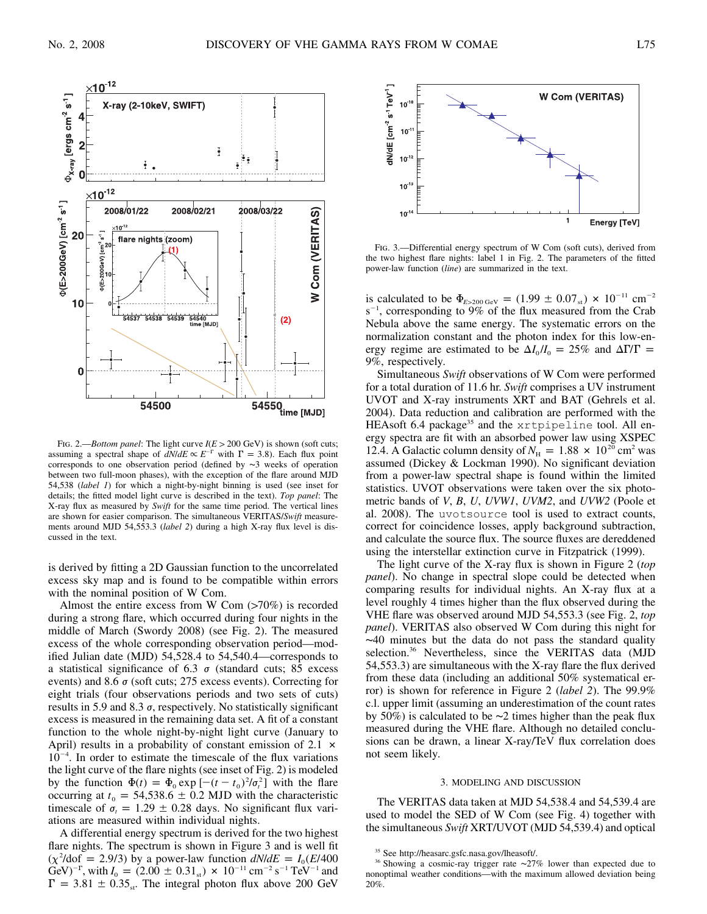FIG. 2.—*Bottom panel*: The light curve $I(E > 200 \text{ GeV})$ is shown (soft cuts; assuming a spectral shape of $dN/dE \propto E^{-\Gamma}$ with $\Gamma = 3.8$). Each flux point corresponds to one observation period (defined by ~3 weeks of operation between two full-moon phases), with the exception of the flare around MJD 54,538 (*label 1*) for which a night-by-night binning is used (see inset for details; the fitted model light curve is described in the text). *Top panel*: The X-ray flux as measured by *Swift* for the same time period. The vertical lines are shown for easier comparison. The simultaneous VERITAS/*Swift* measurements around MJD 54,553.3 (*label 2*) during a high X-ray flux level is discussed in the text.

is derived by fitting a 2D Gaussian function to the uncorrelated excess sky map and is found to be compatible within errors with the nominal position of W Com.

Almost the entire excess from W Com (>70%) is recorded during a strong flare, which occurred during four nights in the middle of March (Swordy 2008) (see Fig. 2). The measured excess of the whole corresponding observation period—modified Julian date (MJD) 54,528.4 to 54,540.4—corresponds to a statistical significance of 6.3 $\sigma$ (standard cuts; 85 excess events) and 8.6 $\sigma$ (soft cuts; 275 excess events). Correcting for eight trials (four observations periods and two sets of cuts) results in 5.9 and 8.3 $\sigma$, respectively. No statistically significant excess is measured in the remaining data set. A fit of a constant function to the whole night-by-night light curve (January to April) results in a probability of constant emission of $2.1 \times 10^{-4}$. In order to estimate the timescale of the flux variations the light curve of the flare nights (see inset of Fig. 2) is modeled by the function $\Phi(t) = \Phi_0 \exp[-(t - t_0)^2/\sigma_t^2]$ with the flare occurring at $t_0 = 54{,}538.6 \pm 0.2$ MJD with the characteristic timescale of $\sigma_t = 1.29 \pm 0.28$ days. No significant flux variations are measured within individual nights.

A differential energy spectrum is derived for the two highest flare nights. The spectrum is shown in Figure 3 and is well fit ($\chi^2/\text{dof} = 2.9/3$) by a power-law function $dN/dE = I_0(E/400 \text{ GeV})^{-\Gamma}$, with $I_0 = (2.00 \pm 0.31_{\text{st}}) \times 10^{-11} \text{ cm}^{-2} \text{ s}^{-1} \text{ TeV}^{-1}$ and $\Gamma = 3.81 \pm 0.35_{\text{st}}$. The integral photon flux above 200 GeV

FIG. 3.—Differential energy spectrum of W Com (soft cuts), derived from the two highest flare nights: label 1 in Fig. 2. The parameters of the fitted power-law function (*line*) are summarized in the text.

is calculated to be $\Phi_{E>200 \text{ GeV}} = (1.99 \pm 0.07_{\text{st}}) \times 10^{-11} \text{ cm}^{-2} \text{ s}^{-1}$, corresponding to 9% of the flux measured from the Crab Nebula above the same energy. The systematic errors on the normalization constant and the photon index for this low-energy regime are estimated to be $\Delta I_0/I_0 = 25\%$ and $\Delta\Gamma/\Gamma = 9\%$, respectively.

Simultaneous *Swift* observations of W Com were performed for a total duration of 11.6 hr. *Swift* comprises a UV instrument UVOT and X-ray instruments XRT and BAT (Gehrels et al. 2004). Data reduction and calibration are performed with the HEAsoft 6.4 package[35] and the `xrtpipeline` tool. All energy spectra are fit with an absorbed power law using XSPEC 12.4. A Galactic column density of $N_{\text{H}} = 1.88 \times 10^{20} \text{ cm}^2$ was assumed (Dickey & Lockman 1990). No significant deviation from a power-law spectral shape is found within the limited statistics. UVOT observations were taken over the six photometric bands of *V*, *B*, *U*, *UVW1*, *UVM2*, and *UVW2* (Poole et al. 2008). The `uvotsource` tool is used to extract counts, correct for coincidence losses, apply background subtraction, and calculate the source flux. The source fluxes are dereddened using the interstellar extinction curve in Fitzpatrick (1999).

The light curve of the X-ray flux is shown in Figure 2 (*top panel*). No change in spectral slope could be detected when comparing results for individual nights. An X-ray flux at a level roughly 4 times higher than the flux observed during the VHE flare was observed around MJD 54,553.3 (see Fig. 2, *top panel*). VERITAS also observed W Com during this night for ~40 minutes but the data do not pass the standard quality selection.[36] Nevertheless, since the VERITAS data (MJD 54,553.3) are simultaneous with the X-ray flare the flux derived from these data (including an additional 50% systematical error) is shown for reference in Figure 2 (*label 2*). The 99.9% c.l. upper limit (assuming an underestimation of the count rates by 50%) is calculated to be ~2 times higher than the peak flux measured during the VHE flare. Although no detailed conclusions can be drawn, a linear X-ray/TeV flux correlation does not seem likely.

## 3. MODELING AND DISCUSSION

The VERITAS data taken at MJD 54,538.4 and 54,539.4 are used to model the SED of W Com (see Fig. 4) together with the simultaneous *Swift* XRT/UVOT (MJD 54,539.4) and optical

[35] See http://heasarc.gsfc.nasa.gov/lheasoft/.

[36] Showing a cosmic-ray trigger rate ~27% lower than expected due to nonoptimal weather conditions—with the maximum allowed deviation being 20%.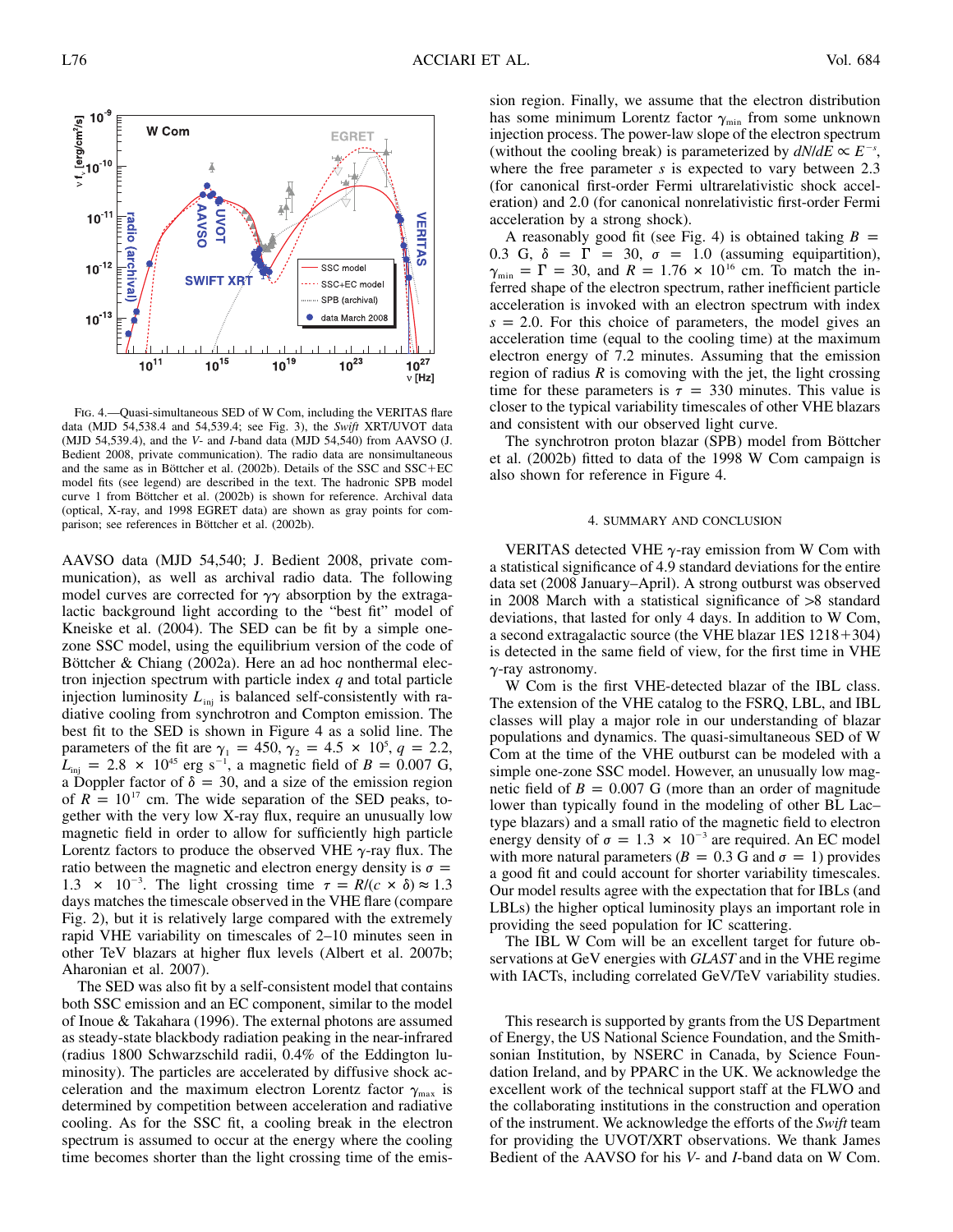FIG. 4.—Quasi-simultaneous SED of W Com, including the VERITAS flare data (MJD 54,538.4 and 54,539.4; see Fig. 3), the *Swift* XRT/UVOT data (MJD 54,539.4), and the *V*- and *I*-band data (MJD 54,540) from AAVSO (J. Bedient 2008, private communication). The radio data are nonsimultaneous and the same as in Böttcher et al. (2002b). Details of the SSC and SSC+EC model fits (see legend) are described in the text. The hadronic SPB model curve 1 from Böttcher et al. (2002b) is shown for reference. Archival data (optical, X-ray, and 1998 EGRET data) are shown as gray points for comparison; see references in Böttcher et al. (2002b).

AAVSO data (MJD 54,540; J. Bedient 2008, private communication), as well as archival radio data. The following model curves are corrected for $\gamma\gamma$ absorption by the extragalactic background light according to the "best fit" model of Kneiske et al. (2004). The SED can be fit by a simple one-zone SSC model, using the equilibrium version of the code of Böttcher & Chiang (2002a). Here an ad hoc nonthermal electron injection spectrum with particle index $q$ and total particle injection luminosity $L_{inj}$ is balanced self-consistently with radiative cooling from synchrotron and Compton emission. The best fit to the SED is shown in Figure 4 as a solid line. The parameters of the fit are $\gamma_1 = 450$, $\gamma_2 = 4.5 \times 10^5$, $q = 2.2$, $L_{inj} = 2.8 \times 10^{45}$ erg s$^{-1}$, a magnetic field of $B = 0.007$ G, a Doppler factor of $\delta = 30$, and a size of the emission region of $R = 10^{17}$ cm. The wide separation of the SED peaks, together with the very low X-ray flux, require an unusually low magnetic field in order to allow for sufficiently high particle Lorentz factors to produce the observed VHE $\gamma$-ray flux. The ratio between the magnetic and electron energy density is $\sigma = 1.3 \times 10^{-3}$. The light crossing time $\tau = R/(c \times \delta) \approx 1.3$ days matches the timescale observed in the VHE flare (compare Fig. 2), but it is relatively large compared with the extremely rapid VHE variability on timescales of 2–10 minutes seen in other TeV blazars at higher flux levels (Albert et al. 2007b; Aharonian et al. 2007).

The SED was also fit by a self-consistent model that contains both SSC emission and an EC component, similar to the model of Inoue & Takahara (1996). The external photons are assumed as steady-state blackbody radiation peaking in the near-infrared (radius 1800 Schwarzschild radii, 0.4% of the Eddington luminosity). The particles are accelerated by diffusive shock acceleration and the maximum electron Lorentz factor $\gamma_{max}$ is determined by competition between acceleration and radiative cooling. As for the SSC fit, a cooling break in the electron spectrum is assumed to occur at the energy where the cooling time becomes shorter than the light crossing time of the emission region. Finally, we assume that the electron distribution has some minimum Lorentz factor $\gamma_{min}$ from some unknown injection process. The power-law slope of the electron spectrum (without the cooling break) is parameterized by $dN/dE \propto E^{-s}$, where the free parameter $s$ is expected to vary between 2.3 (for canonical first-order Fermi ultrarelativistic shock acceleration) and 2.0 (for canonical nonrelativistic first-order Fermi acceleration by a strong shock).

A reasonably good fit (see Fig. 4) is obtained taking $B = 0.3$ G, $\delta = \Gamma = 30$, $\sigma = 1.0$ (assuming equipartition), $\gamma_{min} = \Gamma = 30$, and $R = 1.76 \times 10^{16}$ cm. To match the inferred shape of the electron spectrum, rather inefficient particle acceleration is invoked with an electron spectrum with index $s = 2.0$. For this choice of parameters, the model gives an acceleration time (equal to the cooling time) at the maximum electron energy of 7.2 minutes. Assuming that the emission region of radius $R$ is comoving with the jet, the light crossing time for these parameters is $\tau = 330$ minutes. This value is closer to the typical variability timescales of other VHE blazars and consistent with our observed light curve.

The synchrotron proton blazar (SPB) model from Böttcher et al. (2002b) fitted to data of the 1998 W Com campaign is also shown for reference in Figure 4.

## 4. SUMMARY AND CONCLUSION

VERITAS detected VHE $\gamma$-ray emission from W Com with a statistical significance of 4.9 standard deviations for the entire data set (2008 January–April). A strong outburst was observed in 2008 March with a statistical significance of >8 standard deviations, that lasted for only 4 days. In addition to W Com, a second extragalactic source (the VHE blazar 1ES 1218+304) is detected in the same field of view, for the first time in VHE $\gamma$-ray astronomy.

W Com is the first VHE-detected blazar of the IBL class. The extension of the VHE catalog to the FSRQ, LBL, and IBL classes will play a major role in our understanding of blazar populations and dynamics. The quasi-simultaneous SED of W Com at the time of the VHE outburst can be modeled with a simple one-zone SSC model. However, an unusually low magnetic field of $B = 0.007$ G (more than an order of magnitude lower than typically found in the modeling of other BL Lac–type blazars) and a small ratio of the magnetic field to electron energy density of $\sigma = 1.3 \times 10^{-3}$ are required. An EC model with more natural parameters ($B = 0.3$ G and $\sigma = 1$) provides a good fit and could account for shorter variability timescales. Our model results agree with the expectation that for IBLs (and LBLs) the higher optical luminosity plays an important role in providing the seed population for IC scattering.

The IBL W Com will be an excellent target for future observations at GeV energies with *GLAST* and in the VHE regime with IACTs, including correlated GeV/TeV variability studies.

This research is supported by grants from the US Department of Energy, the US National Science Foundation, and the Smithsonian Institution, by NSERC in Canada, by Science Foundation Ireland, and by PPARC in the UK. We acknowledge the excellent work of the technical support staff at the FLWO and the collaborating institutions in the construction and operation of the instrument. We acknowledge the efforts of the *Swift* team for providing the UVOT/XRT observations. We thank James Bedient of the AAVSO for his *V*- and *I*-band data on W Com.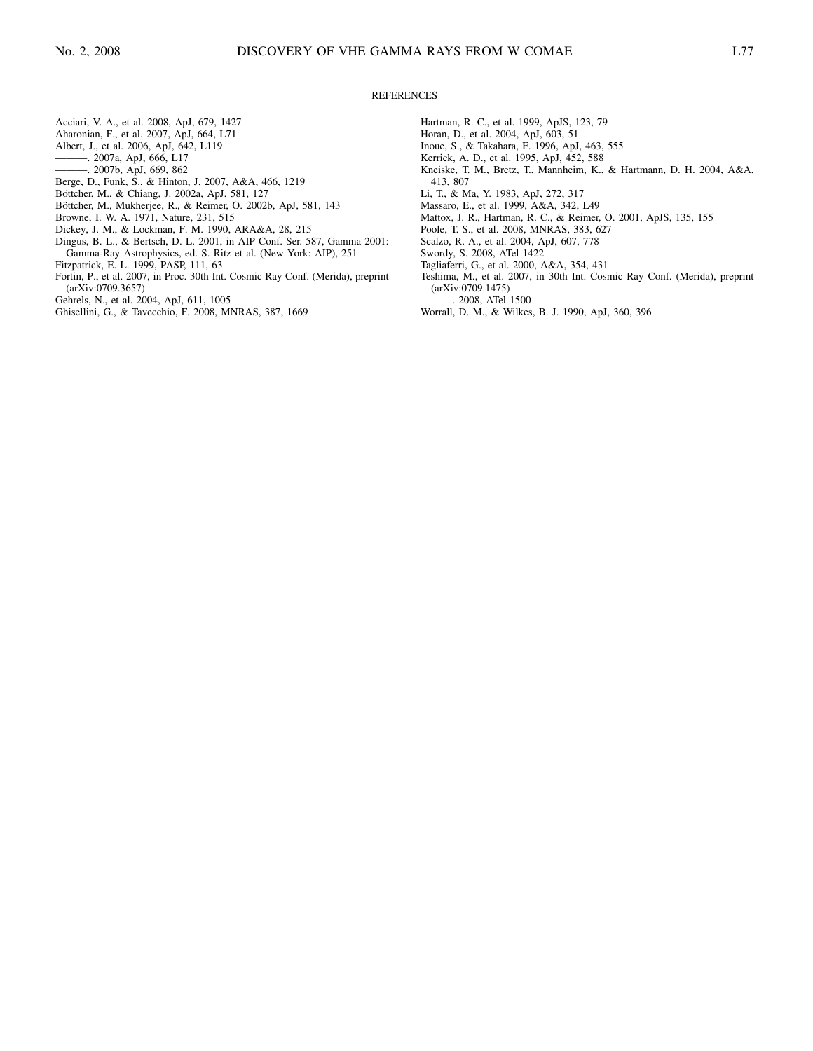## REFERENCES

Acciari, V. A., et al. 2008, ApJ, 679, 1427
Aharonian, F., et al. 2007, ApJ, 664, L71
Albert, J., et al. 2006, ApJ, 642, L119
———. 2007a, ApJ, 666, L17
———. 2007b, ApJ, 669, 862
Berge, D., Funk, S., & Hinton, J. 2007, A&A, 466, 1219
Böttcher, M., & Chiang, J. 2002a, ApJ, 581, 127
Böttcher, M., Mukherjee, R., & Reimer, O. 2002b, ApJ, 581, 143
Browne, I. W. A. 1971, Nature, 231, 515
Dickey, J. M., & Lockman, F. M. 1990, ARA&A, 28, 215
Dingus, B. L., & Bertsch, D. L. 2001, in AIP Conf. Ser. 587, Gamma 2001: Gamma-Ray Astrophysics, ed. S. Ritz et al. (New York: AIP), 251
Fitzpatrick, E. L. 1999, PASP, 111, 63
Fortin, P., et al. 2007, in Proc. 30th Int. Cosmic Ray Conf. (Merida), preprint (arXiv:0709.3657)
Gehrels, N., et al. 2004, ApJ, 611, 1005
Ghisellini, G., & Tavecchio, F. 2008, MNRAS, 387, 1669
Hartman, R. C., et al. 1999, ApJS, 123, 79
Horan, D., et al. 2004, ApJ, 603, 51
Inoue, S., & Takahara, F. 1996, ApJ, 463, 555
Kerrick, A. D., et al. 1995, ApJ, 452, 588
Kneiske, T. M., Bretz, T., Mannheim, K., & Hartmann, D. H. 2004, A&A, 413, 807
Li, T., & Ma, Y. 1983, ApJ, 272, 317
Massaro, E., et al. 1999, A&A, 342, L49
Mattox, J. R., Hartman, R. C., & Reimer, O. 2001, ApJS, 135, 155
Poole, T. S., et al. 2008, MNRAS, 383, 627
Scalzo, R. A., et al. 2004, ApJ, 607, 778
Swordy, S. 2008, ATel 1422
Tagliaferri, G., et al. 2000, A&A, 354, 431
Teshima, M., et al. 2007, in 30th Int. Cosmic Ray Conf. (Merida), preprint (arXiv:0709.1475)
———. 2008, ATel 1500
Worrall, D. M., & Wilkes, B. J. 1990, ApJ, 360, 396